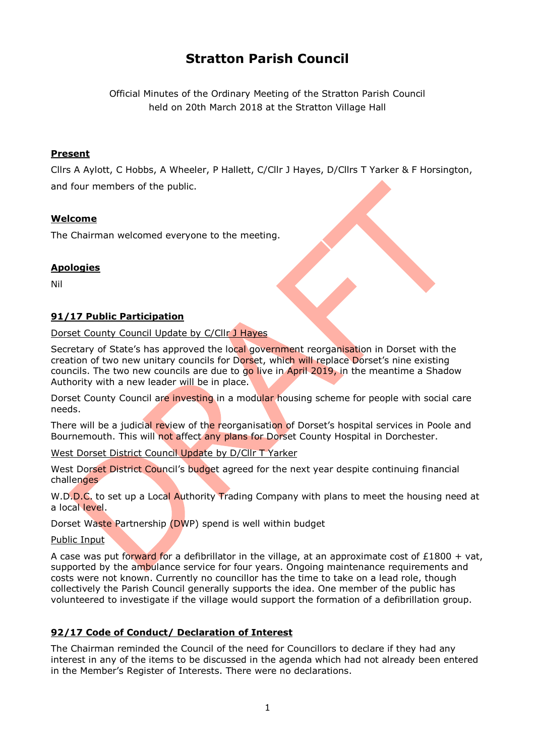# Stratton Parish Council

Official Minutes of the Ordinary Meeting of the Stratton Parish Council
held on 20th March 2018 at the Stratton Village Hall

**Present**

Cllrs A Aylott, C Hobbs, A Wheeler, P Hallett, C/Cllr J Hayes, D/Cllrs T Yarker & F Horsington, and four members of the public.

**Welcome**

The Chairman welcomed everyone to the meeting.

**Apologies**

Nil

**91/17 Public Participation**

Dorset County Council Update by C/Cllr J Hayes

Secretary of State's has approved the local government reorganisation in Dorset with the creation of two new unitary councils for Dorset, which will replace Dorset's nine existing councils. The two new councils are due to go live in April 2019, in the meantime a Shadow Authority with a new leader will be in place.

Dorset County Council are investing in a modular housing scheme for people with social care needs.

There will be a judicial review of the reorganisation of Dorset's hospital services in Poole and Bournemouth. This will not affect any plans for Dorset County Hospital in Dorchester.

West Dorset District Council Update by D/Cllr T Yarker

West Dorset District Council's budget agreed for the next year despite continuing financial challenges

W.D.D.C. to set up a Local Authority Trading Company with plans to meet the housing need at a local level.

Dorset Waste Partnership (DWP) spend is well within budget

Public Input

A case was put forward for a defibrillator in the village, at an approximate cost of £1800 + vat, supported by the ambulance service for four years. Ongoing maintenance requirements and costs were not known. Currently no councillor has the time to take on a lead role, though collectively the Parish Council generally supports the idea. One member of the public has volunteered to investigate if the village would support the formation of a defibrillation group.

**92/17 Code of Conduct/ Declaration of Interest**

The Chairman reminded the Council of the need for Councillors to declare if they had any interest in any of the items to be discussed in the agenda which had not already been entered in the Member's Register of Interests. There were no declarations.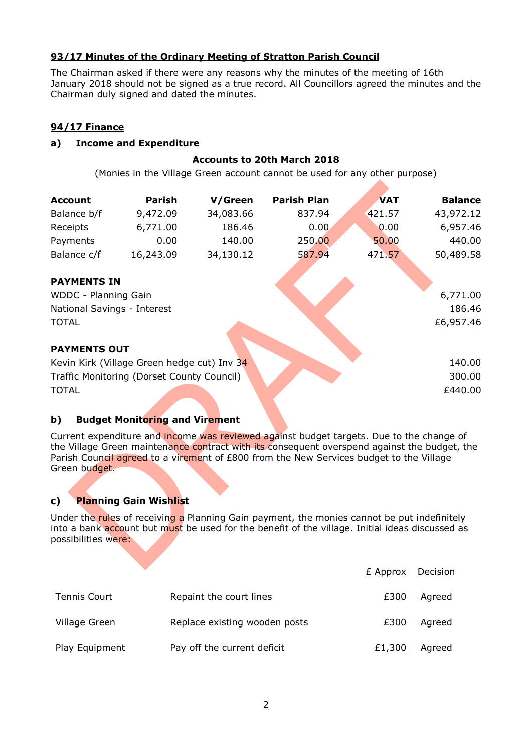**93/17 Minutes of the Ordinary Meeting of Stratton Parish Council**

The Chairman asked if there were any reasons why the minutes of the meeting of 16th January 2018 should not be signed as a true record. All Councillors agreed the minutes and the Chairman duly signed and dated the minutes.

**94/17 Finance**

**a) Income and Expenditure**

**Accounts to 20th March 2018**

(Monies in the Village Green account cannot be used for any other purpose)

| Account | Parish | V/Green | Parish Plan | VAT | Balance |
|---|---|---|---|---|---|
| Balance b/f | 9,472.09 | 34,083.66 | 837.94 | 421.57 | 43,972.12 |
| Receipts | 6,771.00 | 186.46 | 0.00 | 0.00 | 6,957.46 |
| Payments | 0.00 | 140.00 | 250.00 | 50.00 | 440.00 |
| Balance c/f | 16,243.09 | 34,130.12 | 587.94 | 471.57 | 50,489.58 |

**PAYMENTS IN**

| | |
|---|---|
| WDDC - Planning Gain | 6,771.00 |
| National Savings - Interest | 186.46 |
| TOTAL | £6,957.46 |

**PAYMENTS OUT**

| | |
|---|---|
| Kevin Kirk (Village Green hedge cut) Inv 34 | 140.00 |
| Traffic Monitoring (Dorset County Council) | 300.00 |
| TOTAL | £440.00 |

**b) Budget Monitoring and Virement**

Current expenditure and income was reviewed against budget targets. Due to the change of the Village Green maintenance contract with its consequent overspend against the budget, the Parish Council agreed to a virement of £800 from the New Services budget to the Village Green budget.

**c) Planning Gain Wishlist**

Under the rules of receiving a Planning Gain payment, the monies cannot be put indefinitely into a bank account but must be used for the benefit of the village. Initial ideas discussed as possibilities were:

| | | £ Approx | Decision |
|---|---|---|---|
| Tennis Court | Repaint the court lines | £300 | Agreed |
| Village Green | Replace existing wooden posts | £300 | Agreed |
| Play Equipment | Pay off the current deficit | £1,300 | Agreed |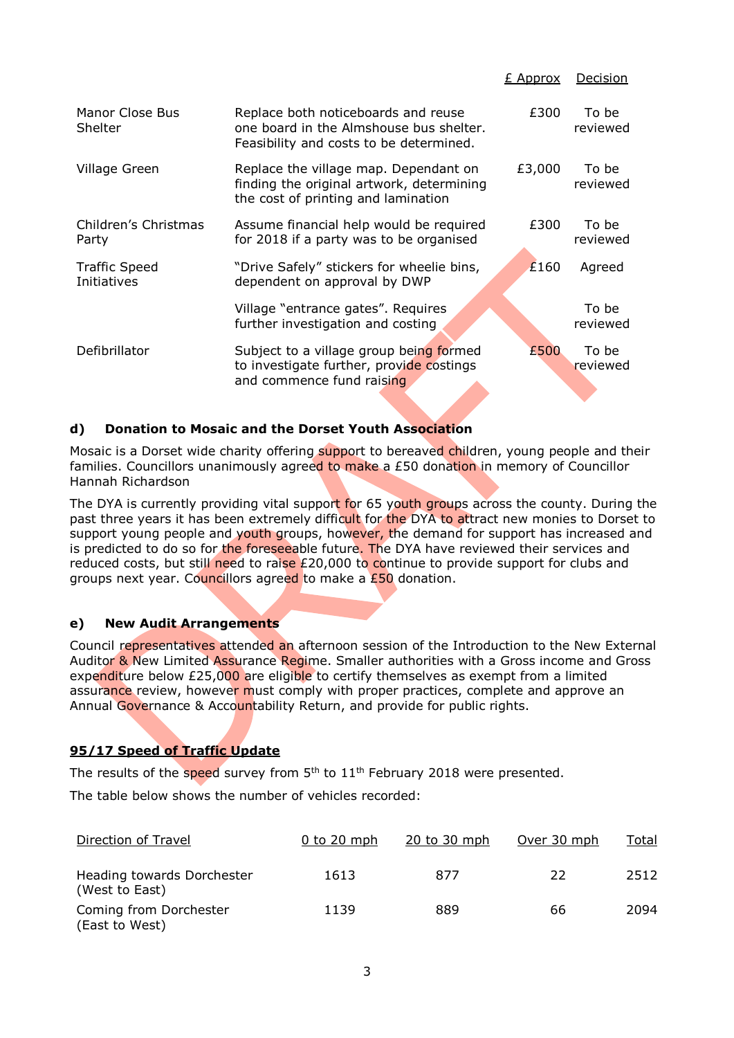| | | £ Approx | Decision |
|---|---|---|---|
| Manor Close Bus Shelter | Replace both noticeboards and reuse one board in the Almshouse bus shelter. Feasibility and costs to be determined. | £300 | To be reviewed |
| Village Green | Replace the village map. Dependant on finding the original artwork, determining the cost of printing and lamination | £3,000 | To be reviewed |
| Children's Christmas Party | Assume financial help would be required for 2018 if a party was to be organised | £300 | To be reviewed |
| Traffic Speed Initiatives | "Drive Safely" stickers for wheelie bins, dependent on approval by DWP | £160 | Agreed |
| | Village "entrance gates". Requires further investigation and costing | | To be reviewed |
| Defibrillator | Subject to a village group being formed to investigate further, provide costings and commence fund raising | £500 | To be reviewed |

**d) Donation to Mosaic and the Dorset Youth Association**

Mosaic is a Dorset wide charity offering support to bereaved children, young people and their families. Councillors unanimously agreed to make a £50 donation in memory of Councillor Hannah Richardson

The DYA is currently providing vital support for 65 youth groups across the county. During the past three years it has been extremely difficult for the DYA to attract new monies to Dorset to support young people and youth groups, however, the demand for support has increased and is predicted to do so for the foreseeable future. The DYA have reviewed their services and reduced costs, but still need to raise £20,000 to continue to provide support for clubs and groups next year. Councillors agreed to make a £50 donation.

**e) New Audit Arrangements**

Council representatives attended an afternoon session of the Introduction to the New External Auditor & New Limited Assurance Regime. Smaller authorities with a Gross income and Gross expenditure below £25,000 are eligible to certify themselves as exempt from a limited assurance review, however must comply with proper practices, complete and approve an Annual Governance & Accountability Return, and provide for public rights.

## 95/17 Speed of Traffic Update

The results of the speed survey from 5th to 11th February 2018 were presented.

The table below shows the number of vehicles recorded:

| Direction of Travel | 0 to 20 mph | 20 to 30 mph | Over 30 mph | Total |
|---|---|---|---|---|
| Heading towards Dorchester (West to East) | 1613 | 877 | 22 | 2512 |
| Coming from Dorchester (East to West) | 1139 | 889 | 66 | 2094 |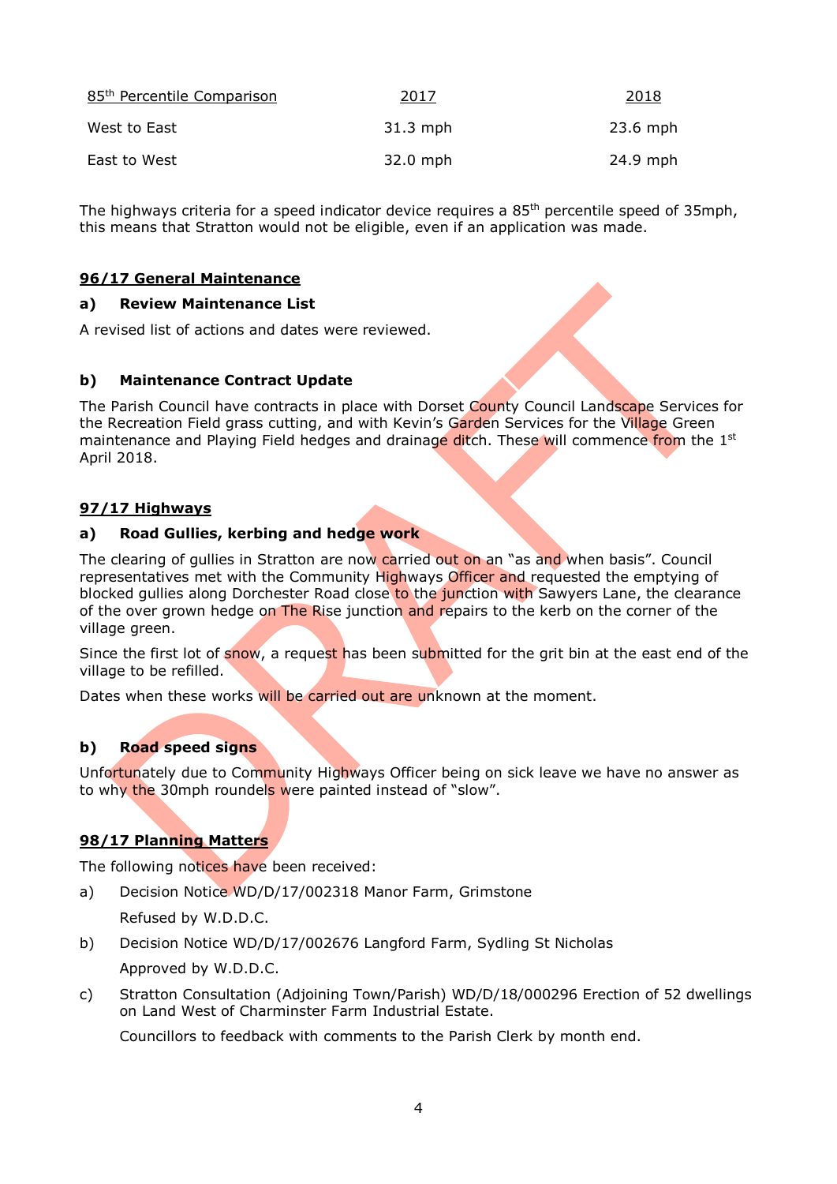| 85th Percentile Comparison | 2017 | 2018 |
|---|---|---|
| West to East | 31.3 mph | 23.6 mph |
| East to West | 32.0 mph | 24.9 mph |

The highways criteria for a speed indicator device requires a 85th percentile speed of 35mph, this means that Stratton would not be eligible, even if an application was made.

## 96/17 General Maintenance

### a) Review Maintenance List

A revised list of actions and dates were reviewed.

### b) Maintenance Contract Update

The Parish Council have contracts in place with Dorset County Council Landscape Services for the Recreation Field grass cutting, and with Kevin's Garden Services for the Village Green maintenance and Playing Field hedges and drainage ditch. These will commence from the 1st April 2018.

## 97/17 Highways

### a) Road Gullies, kerbing and hedge work

The clearing of gullies in Stratton are now carried out on an "as and when basis". Council representatives met with the Community Highways Officer and requested the emptying of blocked gullies along Dorchester Road close to the junction with Sawyers Lane, the clearance of the over grown hedge on The Rise junction and repairs to the kerb on the corner of the village green.

Since the first lot of snow, a request has been submitted for the grit bin at the east end of the village to be refilled.

Dates when these works will be carried out are unknown at the moment.

### b) Road speed signs

Unfortunately due to Community Highways Officer being on sick leave we have no answer as to why the 30mph roundels were painted instead of "slow".

## 98/17 Planning Matters

The following notices have been received:

a) Decision Notice WD/D/17/002318 Manor Farm, Grimstone

   Refused by W.D.D.C.

b) Decision Notice WD/D/17/002676 Langford Farm, Sydling St Nicholas

   Approved by W.D.D.C.

c) Stratton Consultation (Adjoining Town/Parish) WD/D/18/000296 Erection of 52 dwellings on Land West of Charminster Farm Industrial Estate.

   Councillors to feedback with comments to the Parish Clerk by month end.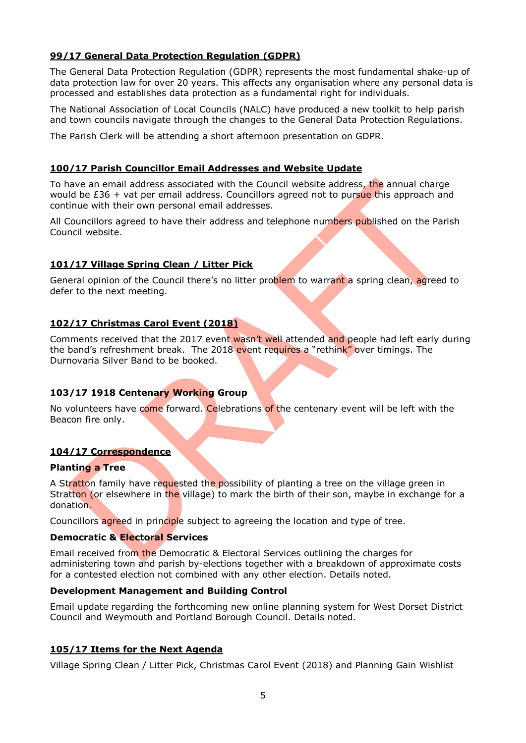## 99/17 General Data Protection Regulation (GDPR)

The General Data Protection Regulation (GDPR) represents the most fundamental shake-up of data protection law for over 20 years. This affects any organisation where any personal data is processed and establishes data protection as a fundamental right for individuals.

The National Association of Local Councils (NALC) have produced a new toolkit to help parish and town councils navigate through the changes to the General Data Protection Regulations.

The Parish Clerk will be attending a short afternoon presentation on GDPR.

## 100/17 Parish Councillor Email Addresses and Website Update

To have an email address associated with the Council website address, the annual charge would be £36 + vat per email address. Councillors agreed not to pursue this approach and continue with their own personal email addresses.

All Councillors agreed to have their address and telephone numbers published on the Parish Council website.

## 101/17 Village Spring Clean / Litter Pick

General opinion of the Council there's no litter problem to warrant a spring clean, agreed to defer to the next meeting.

## 102/17 Christmas Carol Event (2018)

Comments received that the 2017 event wasn't well attended and people had left early during the band's refreshment break. The 2018 event requires a "rethink" over timings. The Durnovaria Silver Band to be booked.

## 103/17 1918 Centenary Working Group

No volunteers have come forward. Celebrations of the centenary event will be left with the Beacon fire only.

## 104/17 Correspondence

**Planting a Tree**

A Stratton family have requested the possibility of planting a tree on the village green in Stratton (or elsewhere in the village) to mark the birth of their son, maybe in exchange for a donation.

Councillors agreed in principle subject to agreeing the location and type of tree.

**Democratic & Electoral Services**

Email received from the Democratic & Electoral Services outlining the charges for administering town and parish by-elections together with a breakdown of approximate costs for a contested election not combined with any other election. Details noted.

**Development Management and Building Control**

Email update regarding the forthcoming new online planning system for West Dorset District Council and Weymouth and Portland Borough Council. Details noted.

## 105/17 Items for the Next Agenda

Village Spring Clean / Litter Pick, Christmas Carol Event (2018) and Planning Gain Wishlist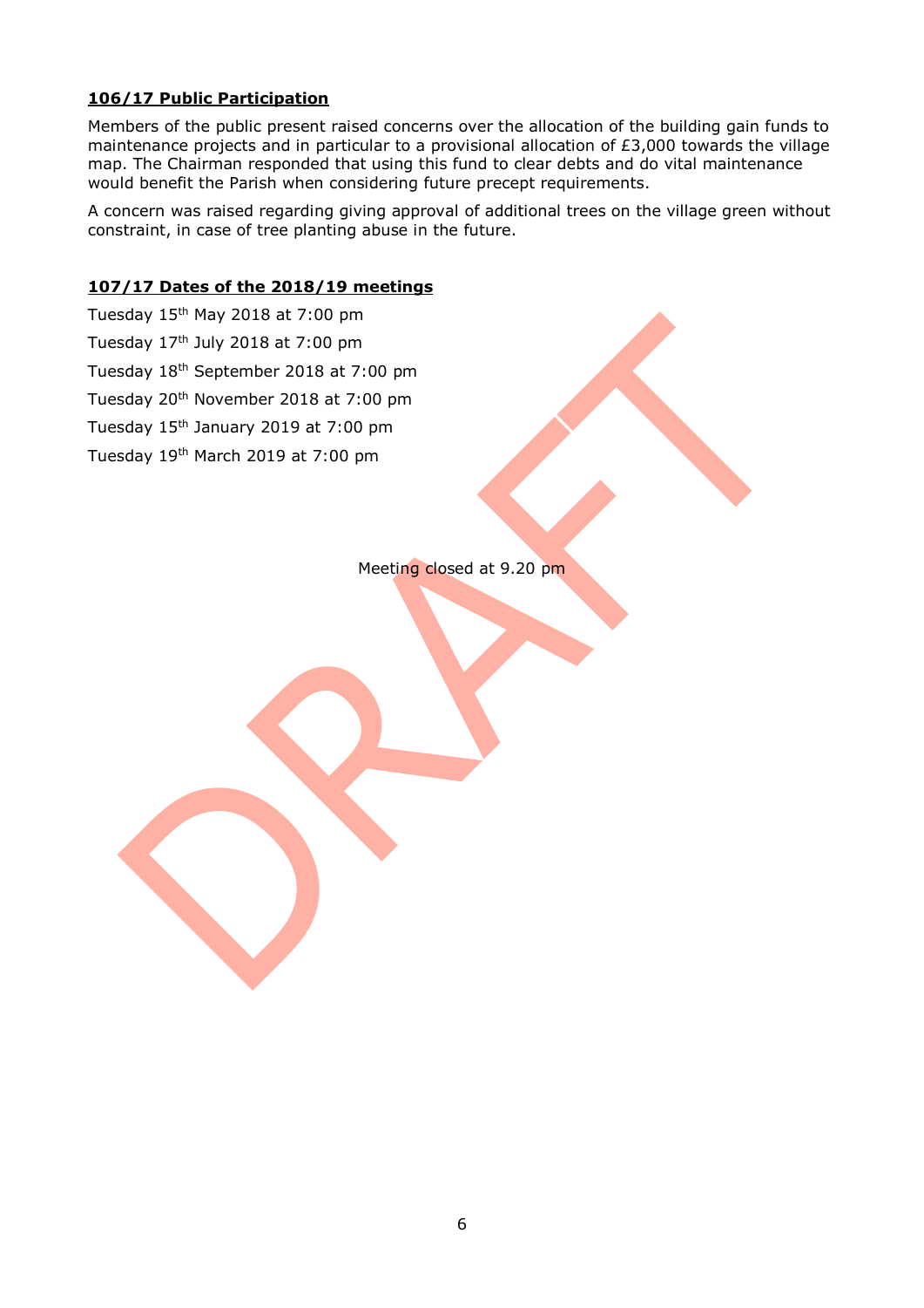**106/17 Public Participation**

Members of the public present raised concerns over the allocation of the building gain funds to maintenance projects and in particular to a provisional allocation of £3,000 towards the village map. The Chairman responded that using this fund to clear debts and do vital maintenance would benefit the Parish when considering future precept requirements.

A concern was raised regarding giving approval of additional trees on the village green without constraint, in case of tree planting abuse in the future.

**107/17 Dates of the 2018/19 meetings**

Tuesday 15th May 2018 at 7:00 pm

Tuesday 17th July 2018 at 7:00 pm

Tuesday 18th September 2018 at 7:00 pm

Tuesday 20th November 2018 at 7:00 pm

Tuesday 15th January 2019 at 7:00 pm

Tuesday 19th March 2019 at 7:00 pm

Meeting closed at 9.20 pm

DRAFT